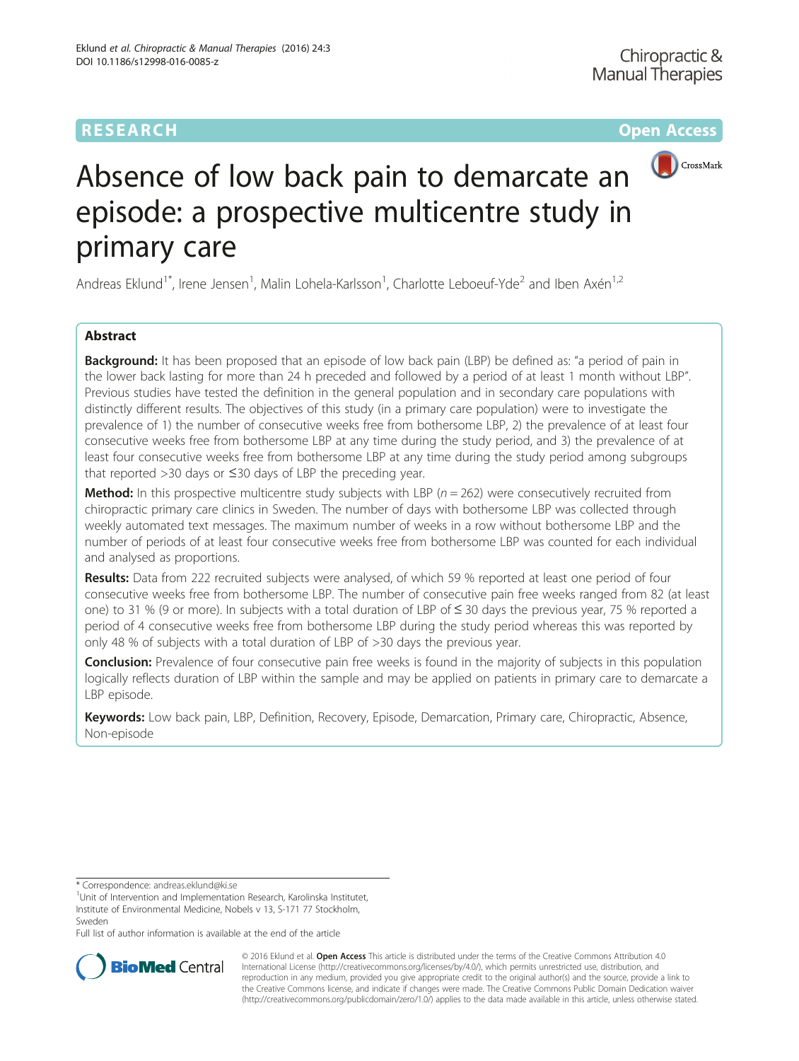# Absence of low back pain to demarcate an episode: a prospective multicentre study in primary care

Andreas Eklund[1*], Irene Jensen[1], Malin Lohela-Karlsson[1], Charlotte Leboeuf-Yde[2] and Iben Axén[1,2]

## Abstract

**Background:** It has been proposed that an episode of low back pain (LBP) be defined as: "a period of pain in the lower back lasting for more than 24 h preceded and followed by a period of at least 1 month without LBP". Previous studies have tested the definition in the general population and in secondary care populations with distinctly different results. The objectives of this study (in a primary care population) were to investigate the prevalence of 1) the number of consecutive weeks free from bothersome LBP, 2) the prevalence of at least four consecutive weeks free from bothersome LBP at any time during the study period, and 3) the prevalence of at least four consecutive weeks free from bothersome LBP at any time during the study period among subgroups that reported >30 days or ≤30 days of LBP the preceding year.

**Method:** In this prospective multicentre study subjects with LBP ($n = 262$) were consecutively recruited from chiropractic primary care clinics in Sweden. The number of days with bothersome LBP was collected through weekly automated text messages. The maximum number of weeks in a row without bothersome LBP and the number of periods of at least four consecutive weeks free from bothersome LBP was counted for each individual and analysed as proportions.

**Results:** Data from 222 recruited subjects were analysed, of which 59 % reported at least one period of four consecutive weeks free from bothersome LBP. The number of consecutive pain free weeks ranged from 82 (at least one) to 31 % (9 or more). In subjects with a total duration of LBP of ≤ 30 days the previous year, 75 % reported a period of 4 consecutive weeks free from bothersome LBP during the study period whereas this was reported by only 48 % of subjects with a total duration of LBP of >30 days the previous year.

**Conclusion:** Prevalence of four consecutive pain free weeks is found in the majority of subjects in this population logically reflects duration of LBP within the sample and may be applied on patients in primary care to demarcate a LBP episode.

**Keywords:** Low back pain, LBP, Definition, Recovery, Episode, Demarcation, Primary care, Chiropractic, Absence, Non-episode

\* Correspondence: andreas.eklund@ki.se

[1]Unit of Intervention and Implementation Research, Karolinska Institutet, Institute of Environmental Medicine, Nobels v 13, S-171 77 Stockholm, Sweden

Full list of author information is available at the end of the article

© 2016 Eklund et al. **Open Access** This article is distributed under the terms of the Creative Commons Attribution 4.0 International License (http://creativecommons.org/licenses/by/4.0/), which permits unrestricted use, distribution, and reproduction in any medium, provided you give appropriate credit to the original author(s) and the source, provide a link to the Creative Commons license, and indicate if changes were made. The Creative Commons Public Domain Dedication waiver (http://creativecommons.org/publicdomain/zero/1.0/) applies to the data made available in this article, unless otherwise stated.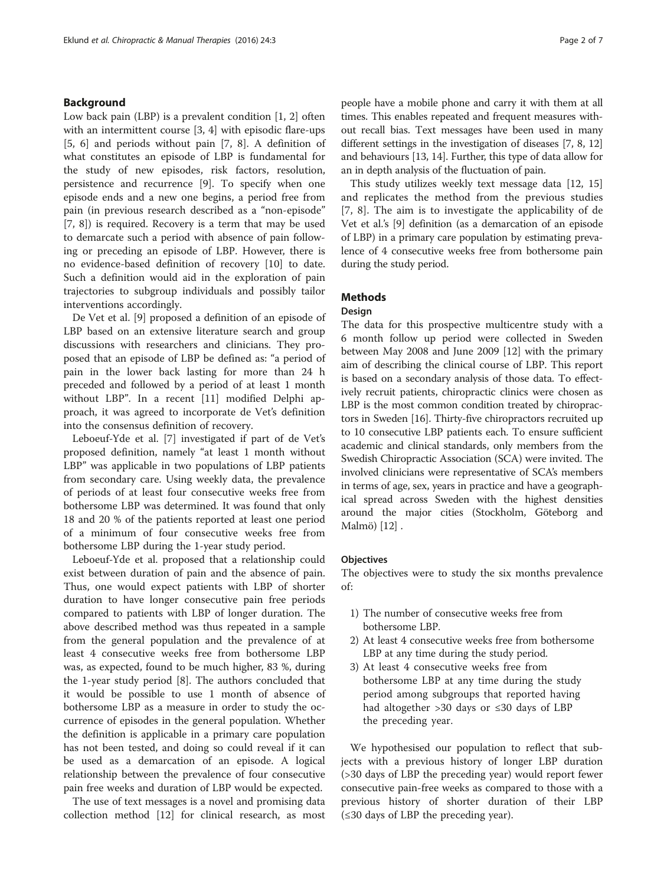## Background

Low back pain (LBP) is a prevalent condition [1, 2] often with an intermittent course [3, 4] with episodic flare-ups [5, 6] and periods without pain [7, 8]. A definition of what constitutes an episode of LBP is fundamental for the study of new episodes, risk factors, resolution, persistence and recurrence [9]. To specify when one episode ends and a new one begins, a period free from pain (in previous research described as a "non-episode" [7, 8]) is required. Recovery is a term that may be used to demarcate such a period with absence of pain following or preceding an episode of LBP. However, there is no evidence-based definition of recovery [10] to date. Such a definition would aid in the exploration of pain trajectories to subgroup individuals and possibly tailor interventions accordingly.

De Vet et al. [9] proposed a definition of an episode of LBP based on an extensive literature search and group discussions with researchers and clinicians. They proposed that an episode of LBP be defined as: "a period of pain in the lower back lasting for more than 24 h preceded and followed by a period of at least 1 month without LBP". In a recent [11] modified Delphi approach, it was agreed to incorporate de Vet's definition into the consensus definition of recovery.

Leboeuf-Yde et al. [7] investigated if part of de Vet's proposed definition, namely "at least 1 month without LBP" was applicable in two populations of LBP patients from secondary care. Using weekly data, the prevalence of periods of at least four consecutive weeks free from bothersome LBP was determined. It was found that only 18 and 20 % of the patients reported at least one period of a minimum of four consecutive weeks free from bothersome LBP during the 1-year study period.

Leboeuf-Yde et al. proposed that a relationship could exist between duration of pain and the absence of pain. Thus, one would expect patients with LBP of shorter duration to have longer consecutive pain free periods compared to patients with LBP of longer duration. The above described method was thus repeated in a sample from the general population and the prevalence of at least 4 consecutive weeks free from bothersome LBP was, as expected, found to be much higher, 83 %, during the 1-year study period [8]. The authors concluded that it would be possible to use 1 month of absence of bothersome LBP as a measure in order to study the occurrence of episodes in the general population. Whether the definition is applicable in a primary care population has not been tested, and doing so could reveal if it can be used as a demarcation of an episode. A logical relationship between the prevalence of four consecutive pain free weeks and duration of LBP would be expected.

The use of text messages is a novel and promising data collection method [12] for clinical research, as most people have a mobile phone and carry it with them at all times. This enables repeated and frequent measures without recall bias. Text messages have been used in many different settings in the investigation of diseases [7, 8, 12] and behaviours [13, 14]. Further, this type of data allow for an in depth analysis of the fluctuation of pain.

This study utilizes weekly text message data [12, 15] and replicates the method from the previous studies [7, 8]. The aim is to investigate the applicability of de Vet et al.'s [9] definition (as a demarcation of an episode of LBP) in a primary care population by estimating prevalence of 4 consecutive weeks free from bothersome pain during the study period.

## Methods

### Design

The data for this prospective multicentre study with a 6 month follow up period were collected in Sweden between May 2008 and June 2009 [12] with the primary aim of describing the clinical course of LBP. This report is based on a secondary analysis of those data. To effectively recruit patients, chiropractic clinics were chosen as LBP is the most common condition treated by chiropractors in Sweden [16]. Thirty-five chiropractors recruited up to 10 consecutive LBP patients each. To ensure sufficient academic and clinical standards, only members from the Swedish Chiropractic Association (SCA) were invited. The involved clinicians were representative of SCA's members in terms of age, sex, years in practice and have a geographical spread across Sweden with the highest densities around the major cities (Stockholm, Göteborg and Malmö) [12] .

### Objectives

The objectives were to study the six months prevalence of:

1) The number of consecutive weeks free from bothersome LBP.
2) At least 4 consecutive weeks free from bothersome LBP at any time during the study period.
3) At least 4 consecutive weeks free from bothersome LBP at any time during the study period among subgroups that reported having had altogether >30 days or ≤30 days of LBP the preceding year.

We hypothesised our population to reflect that subjects with a previous history of longer LBP duration (>30 days of LBP the preceding year) would report fewer consecutive pain-free weeks as compared to those with a previous history of shorter duration of their LBP (≤30 days of LBP the preceding year).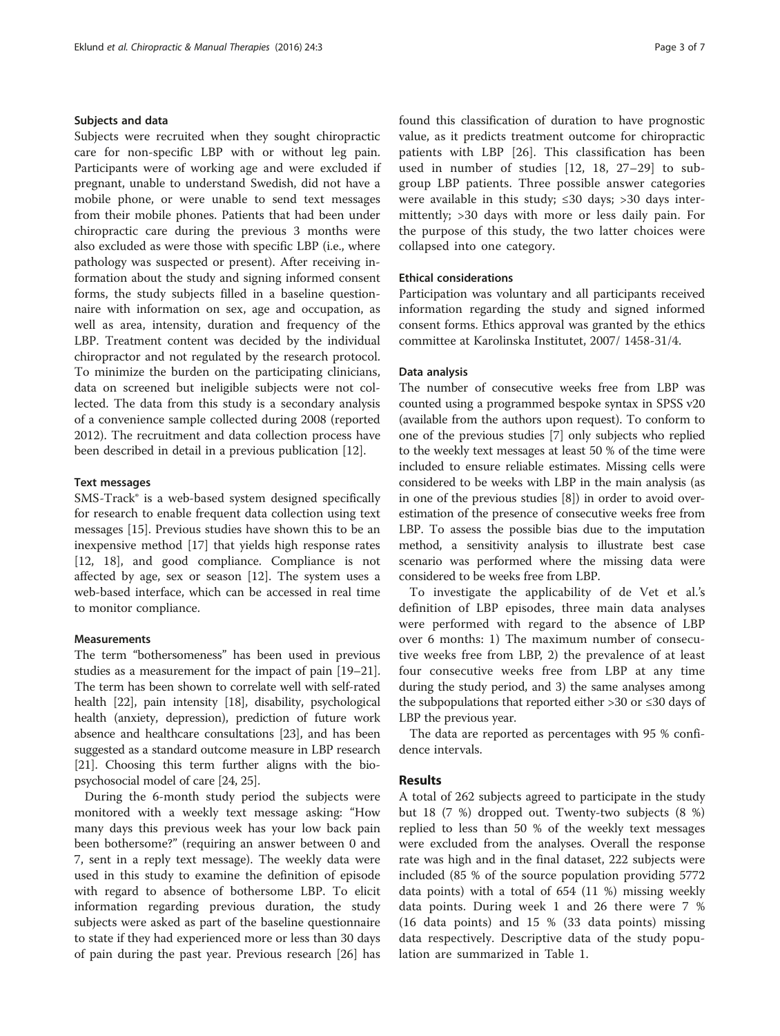### Subjects and data

Subjects were recruited when they sought chiropractic care for non-specific LBP with or without leg pain. Participants were of working age and were excluded if pregnant, unable to understand Swedish, did not have a mobile phone, or were unable to send text messages from their mobile phones. Patients that had been under chiropractic care during the previous 3 months were also excluded as were those with specific LBP (i.e., where pathology was suspected or present). After receiving information about the study and signing informed consent forms, the study subjects filled in a baseline questionnaire with information on sex, age and occupation, as well as area, intensity, duration and frequency of the LBP. Treatment content was decided by the individual chiropractor and not regulated by the research protocol. To minimize the burden on the participating clinicians, data on screened and ineligible subjects were not collected. The data from this study is a secondary analysis of a convenience sample collected during 2008 (reported 2012). The recruitment and data collection process have been described in detail in a previous publication [12].

### Text messages

SMS-Track® is a web-based system designed specifically for research to enable frequent data collection using text messages [15]. Previous studies have shown this to be an inexpensive method [17] that yields high response rates [12, 18], and good compliance. Compliance is not affected by age, sex or season [12]. The system uses a web-based interface, which can be accessed in real time to monitor compliance.

### Measurements

The term "bothersomeness" has been used in previous studies as a measurement for the impact of pain [19–21]. The term has been shown to correlate well with self-rated health [22], pain intensity [18], disability, psychological health (anxiety, depression), prediction of future work absence and healthcare consultations [23], and has been suggested as a standard outcome measure in LBP research [21]. Choosing this term further aligns with the biopsychosocial model of care [24, 25].

During the 6-month study period the subjects were monitored with a weekly text message asking: "How many days this previous week has your low back pain been bothersome?" (requiring an answer between 0 and 7, sent in a reply text message). The weekly data were used in this study to examine the definition of episode with regard to absence of bothersome LBP. To elicit information regarding previous duration, the study subjects were asked as part of the baseline questionnaire to state if they had experienced more or less than 30 days of pain during the past year. Previous research [26] has found this classification of duration to have prognostic value, as it predicts treatment outcome for chiropractic patients with LBP [26]. This classification has been used in number of studies [12, 18, 27–29] to subgroup LBP patients. Three possible answer categories were available in this study; ≤30 days; >30 days intermittently; >30 days with more or less daily pain. For the purpose of this study, the two latter choices were collapsed into one category.

### Ethical considerations

Participation was voluntary and all participants received information regarding the study and signed informed consent forms. Ethics approval was granted by the ethics committee at Karolinska Institutet, 2007/ 1458-31/4.

### Data analysis

The number of consecutive weeks free from LBP was counted using a programmed bespoke syntax in SPSS v20 (available from the authors upon request). To conform to one of the previous studies [7] only subjects who replied to the weekly text messages at least 50 % of the time were included to ensure reliable estimates. Missing cells were considered to be weeks with LBP in the main analysis (as in one of the previous studies [8]) in order to avoid overestimation of the presence of consecutive weeks free from LBP. To assess the possible bias due to the imputation method, a sensitivity analysis to illustrate best case scenario was performed where the missing data were considered to be weeks free from LBP.

To investigate the applicability of de Vet et al.'s definition of LBP episodes, three main data analyses were performed with regard to the absence of LBP over 6 months: 1) The maximum number of consecutive weeks free from LBP, 2) the prevalence of at least four consecutive weeks free from LBP at any time during the study period, and 3) the same analyses among the subpopulations that reported either >30 or ≤30 days of LBP the previous year.

The data are reported as percentages with 95 % confidence intervals.

## Results

A total of 262 subjects agreed to participate in the study but 18 (7 %) dropped out. Twenty-two subjects (8 %) replied to less than 50 % of the weekly text messages were excluded from the analyses. Overall the response rate was high and in the final dataset, 222 subjects were included (85 % of the source population providing 5772 data points) with a total of 654 (11 %) missing weekly data points. During week 1 and 26 there were 7 % (16 data points) and 15 % (33 data points) missing data respectively. Descriptive data of the study population are summarized in Table 1.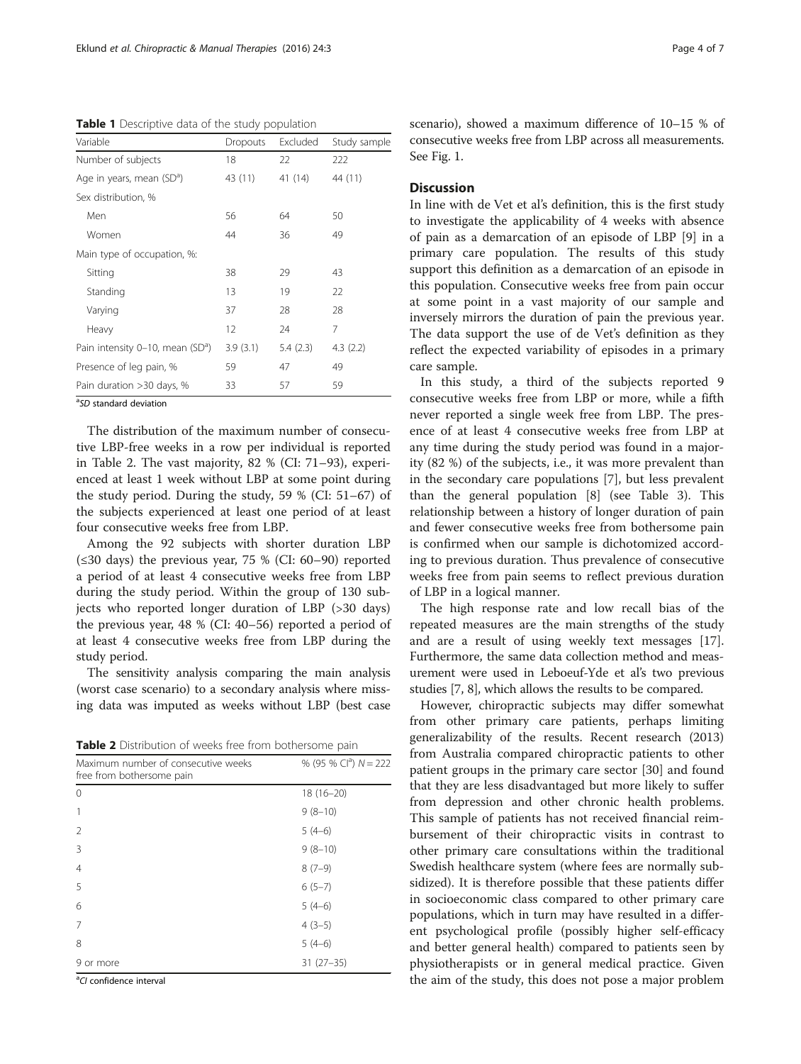**Table 1** Descriptive data of the study population

| Variable | Dropouts | Excluded | Study sample |
|---|---|---|---|
| Number of subjects | 18 | 22 | 222 |
| Age in years, mean (SD[a]) | 43 (11) | 41 (14) | 44 (11) |
| Sex distribution, % | | | |
| Men | 56 | 64 | 50 |
| Women | 44 | 36 | 49 |
| Main type of occupation, %: | | | |
| Sitting | 38 | 29 | 43 |
| Standing | 13 | 19 | 22 |
| Varying | 37 | 28 | 28 |
| Heavy | 12 | 24 | 7 |
| Pain intensity 0–10, mean (SD[a]) | 3.9 (3.1) | 5.4 (2.3) | 4.3 (2.2) |
| Presence of leg pain, % | 59 | 47 | 49 |
| Pain duration >30 days, % | 33 | 57 | 59 |

[a]*SD* standard deviation

The distribution of the maximum number of consecutive LBP-free weeks in a row per individual is reported in Table 2. The vast majority, 82 % (CI: 71–93), experienced at least 1 week without LBP at some point during the study period. During the study, 59 % (CI: 51–67) of the subjects experienced at least one period of at least four consecutive weeks free from LBP.

Among the 92 subjects with shorter duration LBP (≤30 days) the previous year, 75 % (CI: 60–90) reported a period of at least 4 consecutive weeks free from LBP during the study period. Within the group of 130 subjects who reported longer duration of LBP (>30 days) the previous year, 48 % (CI: 40–56) reported a period of at least 4 consecutive weeks free from LBP during the study period.

The sensitivity analysis comparing the main analysis (worst case scenario) to a secondary analysis where missing data was imputed as weeks without LBP (best case scenario), showed a maximum difference of 10–15 % of consecutive weeks free from LBP across all measurements. See Fig. 1.

**Table 2** Distribution of weeks free from bothersome pain

| Maximum number of consecutive weeks free from bothersome pain | % (95 % CI[a]) $N = 222$ |
|---|---|
| 0 | 18 (16–20) |
| 1 | 9 (8–10) |
| 2 | 5 (4–6) |
| 3 | 9 (8–10) |
| 4 | 8 (7–9) |
| 5 | 6 (5–7) |
| 6 | 5 (4–6) |
| 7 | 4 (3–5) |
| 8 | 5 (4–6) |
| 9 or more | 31 (27–35) |

[a]*CI* confidence interval

## Discussion

In line with de Vet et al's definition, this is the first study to investigate the applicability of 4 weeks with absence of pain as a demarcation of an episode of LBP [9] in a primary care population. The results of this study support this definition as a demarcation of an episode in this population. Consecutive weeks free from pain occur at some point in a vast majority of our sample and inversely mirrors the duration of pain the previous year. The data support the use of de Vet's definition as they reflect the expected variability of episodes in a primary care sample.

In this study, a third of the subjects reported 9 consecutive weeks free from LBP or more, while a fifth never reported a single week free from LBP. The presence of at least 4 consecutive weeks free from LBP at any time during the study period was found in a majority (82 %) of the subjects, i.e., it was more prevalent than in the secondary care populations [7], but less prevalent than the general population [8] (see Table 3). This relationship between a history of longer duration of pain and fewer consecutive weeks free from bothersome pain is confirmed when our sample is dichotomized according to previous duration. Thus prevalence of consecutive weeks free from pain seems to reflect previous duration of LBP in a logical manner.

The high response rate and low recall bias of the repeated measures are the main strengths of the study and are a result of using weekly text messages [17]. Furthermore, the same data collection method and measurement were used in Leboeuf-Yde et al's two previous studies [7, 8], which allows the results to be compared.

However, chiropractic subjects may differ somewhat from other primary care patients, perhaps limiting generalizability of the results. Recent research (2013) from Australia compared chiropractic patients to other patient groups in the primary care sector [30] and found that they are less disadvantaged but more likely to suffer from depression and other chronic health problems. This sample of patients has not received financial reimbursement of their chiropractic visits in contrast to other primary care consultations within the traditional Swedish healthcare system (where fees are normally subsidized). It is therefore possible that these patients differ in socioeconomic class compared to other primary care populations, which in turn may have resulted in a different psychological profile (possibly higher self-efficacy and better general health) compared to patients seen by physiotherapists or in general medical practice. Given the aim of the study, this does not pose a major problem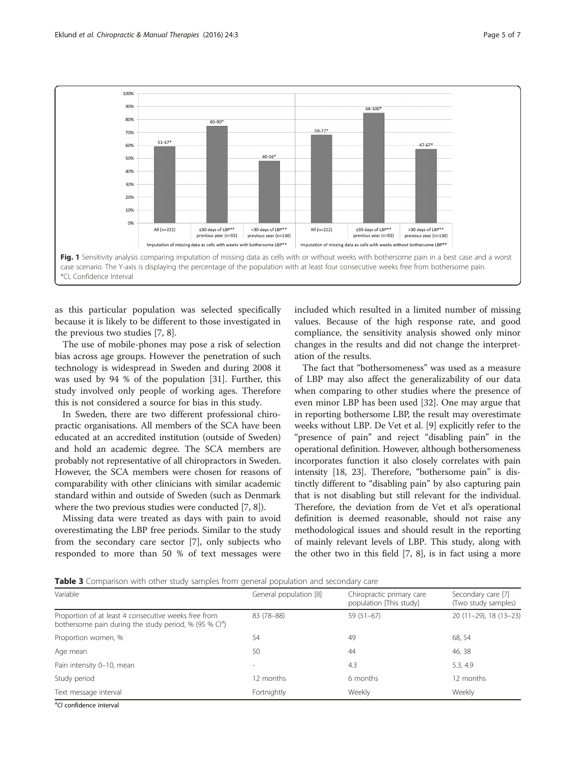Fig. 1 Sensitivity analysis comparing imputation of missing data as cells with or without weeks with bothersome pain in a best case and a worst case scenario. The Y-axis is displaying the percentage of the population with at least four consecutive weeks free from bothersome pain. *CI, Confidence Interval

as this particular population was selected specifically because it is likely to be different to those investigated in the previous two studies [7, 8].

The use of mobile-phones may pose a risk of selection bias across age groups. However the penetration of such technology is widespread in Sweden and during 2008 it was used by 94 % of the population [31]. Further, this study involved only people of working ages. Therefore this is not considered a source for bias in this study.

In Sweden, there are two different professional chiropractic organisations. All members of the SCA have been educated at an accredited institution (outside of Sweden) and hold an academic degree. The SCA members are probably not representative of all chiropractors in Sweden. However, the SCA members were chosen for reasons of comparability with other clinicians with similar academic standard within and outside of Sweden (such as Denmark where the two previous studies were conducted [7, 8]).

Missing data were treated as days with pain to avoid overestimating the LBP free periods. Similar to the study from the secondary care sector [7], only subjects who responded to more than 50 % of text messages were included which resulted in a limited number of missing values. Because of the high response rate, and good compliance, the sensitivity analysis showed only minor changes in the results and did not change the interpretation of the results.

The fact that "bothersomeness" was used as a measure of LBP may also affect the generalizability of our data when comparing to other studies where the presence of even minor LBP has been used [32]. One may argue that in reporting bothersome LBP, the result may overestimate weeks without LBP. De Vet et al. [9] explicitly refer to the "presence of pain" and reject "disabling pain" in the operational definition. However, although bothersomeness incorporates function it also closely correlates with pain intensity [18, 23]. Therefore, "bothersome pain" is distinctly different to "disabling pain" by also capturing pain that is not disabling but still relevant for the individual. Therefore, the deviation from de Vet et al's operational definition is deemed reasonable, should not raise any methodological issues and should result in the reporting of mainly relevant levels of LBP. This study, along with the other two in this field [7, 8], is in fact using a more

**Table 3** Comparison with other study samples from general population and secondary care

| Variable | General population [8] | Chiropractic primary care population [This study] | Secondary care [7] (Two study samples) |
|---|---|---|---|
| Proportion of at least 4 consecutive weeks free from bothersome pain during the study period, % (95 % CI[a]) | 83 (78–88) | 59 (51–67) | 20 (11–29), 18 (13–23) |
| Proportion women, % | 54 | 49 | 68, 54 |
| Age mean | 50 | 44 | 46, 38 |
| Pain intensity 0–10, mean | - | 4.3 | 5.3, 4.9 |
| Study period | 12 months | 6 months | 12 months |
| Text message interval | Fortnightly | Weekly | Weekly |

[a]*CI* confidence interval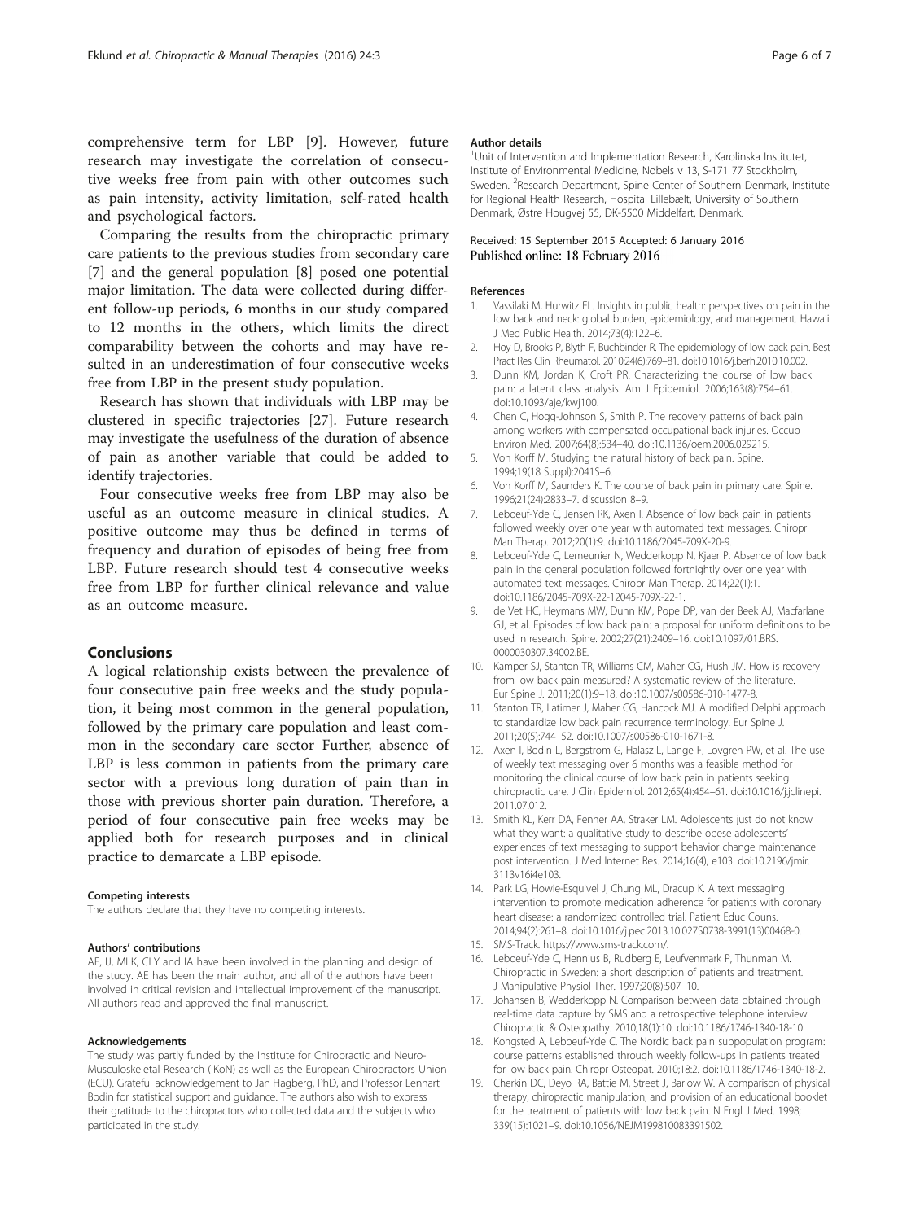comprehensive term for LBP [9]. However, future research may investigate the correlation of consecutive weeks free from pain with other outcomes such as pain intensity, activity limitation, self-rated health and psychological factors.

Comparing the results from the chiropractic primary care patients to the previous studies from secondary care [7] and the general population [8] posed one potential major limitation. The data were collected during different follow-up periods, 6 months in our study compared to 12 months in the others, which limits the direct comparability between the cohorts and may have resulted in an underestimation of four consecutive weeks free from LBP in the present study population.

Research has shown that individuals with LBP may be clustered in specific trajectories [27]. Future research may investigate the usefulness of the duration of absence of pain as another variable that could be added to identify trajectories.

Four consecutive weeks free from LBP may also be useful as an outcome measure in clinical studies. A positive outcome may thus be defined in terms of frequency and duration of episodes of being free from LBP. Future research should test 4 consecutive weeks free from LBP for further clinical relevance and value as an outcome measure.

## Conclusions

A logical relationship exists between the prevalence of four consecutive pain free weeks and the study population, it being most common in the general population, followed by the primary care population and least common in the secondary care sector Further, absence of LBP is less common in patients from the primary care sector with a previous long duration of pain than in those with previous shorter pain duration. Therefore, a period of four consecutive pain free weeks may be applied both for research purposes and in clinical practice to demarcate a LBP episode.

#### Competing interests

The authors declare that they have no competing interests.

#### Authors' contributions

AE, IJ, MLK, CLY and IA have been involved in the planning and design of the study. AE has been the main author, and all of the authors have been involved in critical revision and intellectual improvement of the manuscript. All authors read and approved the final manuscript.

#### Acknowledgements

The study was partly funded by the Institute for Chiropractic and Neuro-Musculoskeletal Research (IKoN) as well as the European Chiropractors Union (ECU). Grateful acknowledgement to Jan Hagberg, PhD, and Professor Lennart Bodin for statistical support and guidance. The authors also wish to express their gratitude to the chiropractors who collected data and the subjects who participated in the study.

#### Author details

[1]Unit of Intervention and Implementation Research, Karolinska Institutet, Institute of Environmental Medicine, Nobels v 13, S-171 77 Stockholm, Sweden. [2]Research Department, Spine Center of Southern Denmark, Institute for Regional Health Research, Hospital Lillebælt, University of Southern Denmark, Østre Hougvej 55, DK-5500 Middelfart, Denmark.

Received: 15 September 2015 Accepted: 6 January 2016
Published online: 18 February 2016

#### References

1. Vassilaki M, Hurwitz EL. Insights in public health: perspectives on pain in the low back and neck: global burden, epidemiology, and management. Hawaii J Med Public Health. 2014;73(4):122–6.
2. Hoy D, Brooks P, Blyth F, Buchbinder R. The epidemiology of low back pain. Best Pract Res Clin Rheumatol. 2010;24(6):769–81. doi:10.1016/j.berh.2010.10.002.
3. Dunn KM, Jordan K, Croft PR. Characterizing the course of low back pain: a latent class analysis. Am J Epidemiol. 2006;163(8):754–61. doi:10.1093/aje/kwj100.
4. Chen C, Hogg-Johnson S, Smith P. The recovery patterns of back pain among workers with compensated occupational back injuries. Occup Environ Med. 2007;64(8):534–40. doi:10.1136/oem.2006.029215.
5. Von Korff M. Studying the natural history of back pain. Spine. 1994;19(18 Suppl):2041S–6.
6. Von Korff M, Saunders K. The course of back pain in primary care. Spine. 1996;21(24):2833–7. discussion 8–9.
7. Leboeuf-Yde C, Jensen RK, Axen I. Absence of low back pain in patients followed weekly over one year with automated text messages. Chiropr Man Therap. 2012;20(1):9. doi:10.1186/2045-709X-20-9.
8. Leboeuf-Yde C, Lemeunier N, Wedderkopp N, Kjaer P. Absence of low back pain in the general population followed fortnightly over one year with automated text messages. Chiropr Man Therap. 2014;22(1):1. doi:10.1186/2045-709X-22-12045-709X-22-1.
9. de Vet HC, Heymans MW, Dunn KM, Pope DP, van der Beek AJ, Macfarlane GJ, et al. Episodes of low back pain: a proposal for uniform definitions to be used in research. Spine. 2002;27(21):2409–16. doi:10.1097/01.BRS.0000030307.34002.BE.
10. Kamper SJ, Stanton TR, Williams CM, Maher CG, Hush JM. How is recovery from low back pain measured? A systematic review of the literature. Eur Spine J. 2011;20(1):9–18. doi:10.1007/s00586-010-1477-8.
11. Stanton TR, Latimer J, Maher CG, Hancock MJ. A modified Delphi approach to standardize low back pain recurrence terminology. Eur Spine J. 2011;20(5):744–52. doi:10.1007/s00586-010-1671-8.
12. Axen I, Bodin L, Bergstrom G, Halasz L, Lange F, Lovgren PW, et al. The use of weekly text messaging over 6 months was a feasible method for monitoring the clinical course of low back pain in patients seeking chiropractic care. J Clin Epidemiol. 2012;65(4):454–61. doi:10.1016/j.jclinepi.2011.07.012.
13. Smith KL, Kerr DA, Fenner AA, Straker LM. Adolescents just do not know what they want: a qualitative study to describe obese adolescents' experiences of text messaging to support behavior change maintenance post intervention. J Med Internet Res. 2014;16(4), e103. doi:10.2196/jmir.3113v16i4e103.
14. Park LG, Howie-Esquivel J, Chung ML, Dracup K. A text messaging intervention to promote medication adherence for patients with coronary heart disease: a randomized controlled trial. Patient Educ Couns. 2014;94(2):261–8. doi:10.1016/j.pec.2013.10.027S0738-3991(13)00468-0.
15. SMS-Track. https://www.sms-track.com/.
16. Leboeuf-Yde C, Hennius B, Rudberg E, Leufvenmark P, Thunman M. Chiropractic in Sweden: a short description of patients and treatment. J Manipulative Physiol Ther. 1997;20(8):507–10.
17. Johansen B, Wedderkopp N. Comparison between data obtained through real-time data capture by SMS and a retrospective telephone interview. Chiropractic & Osteopathy. 2010;18(1):10. doi:10.1186/1746-1340-18-10.
18. Kongsted A, Leboeuf-Yde C. The Nordic back pain subpopulation program: course patterns established through weekly follow-ups in patients treated for low back pain. Chiropr Osteopat. 2010;18:2. doi:10.1186/1746-1340-18-2.
19. Cherkin DC, Deyo RA, Battie M, Street J, Barlow W. A comparison of physical therapy, chiropractic manipulation, and provision of an educational booklet for the treatment of patients with low back pain. N Engl J Med. 1998;339(15):1021–9. doi:10.1056/NEJM199810083391502.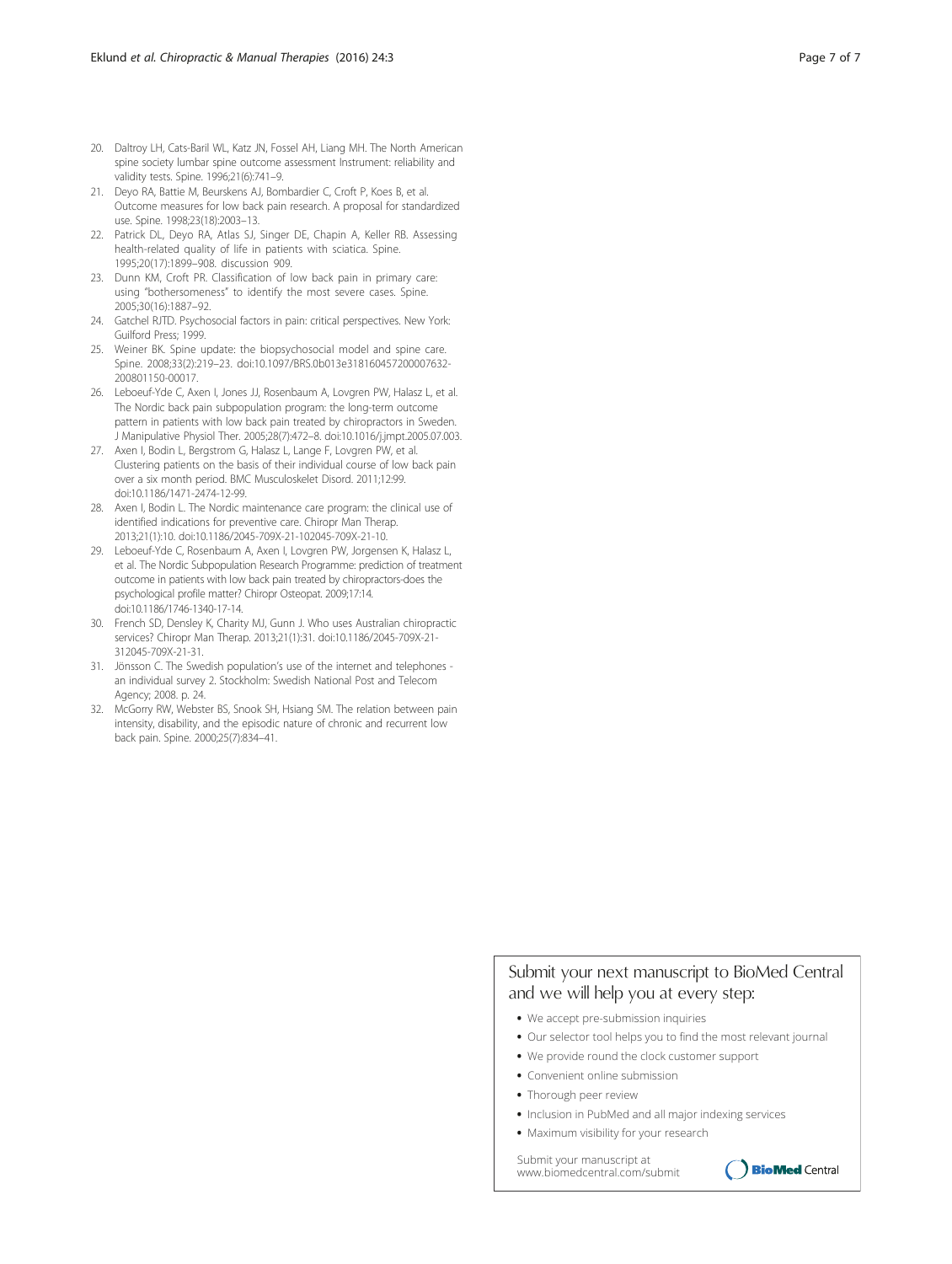20. Daltroy LH, Cats-Baril WL, Katz JN, Fossel AH, Liang MH. The North American spine society lumbar spine outcome assessment Instrument: reliability and validity tests. Spine. 1996;21(6):741–9.
21. Deyo RA, Battie M, Beurskens AJ, Bombardier C, Croft P, Koes B, et al. Outcome measures for low back pain research. A proposal for standardized use. Spine. 1998;23(18):2003–13.
22. Patrick DL, Deyo RA, Atlas SJ, Singer DE, Chapin A, Keller RB. Assessing health-related quality of life in patients with sciatica. Spine. 1995;20(17):1899–908. discussion 909.
23. Dunn KM, Croft PR. Classification of low back pain in primary care: using "bothersomeness" to identify the most severe cases. Spine. 2005;30(16):1887–92.
24. Gatchel RJTD. Psychosocial factors in pain: critical perspectives. New York: Guilford Press; 1999.
25. Weiner BK. Spine update: the biopsychosocial model and spine care. Spine. 2008;33(2):219–23. doi:10.1097/BRS.0b013e318160457200007632-200801150-00017.
26. Leboeuf-Yde C, Axen I, Jones JJ, Rosenbaum A, Lovgren PW, Halasz L, et al. The Nordic back pain subpopulation program: the long-term outcome pattern in patients with low back pain treated by chiropractors in Sweden. J Manipulative Physiol Ther. 2005;28(7):472–8. doi:10.1016/j.jmpt.2005.07.003.
27. Axen I, Bodin L, Bergstrom G, Halasz L, Lange F, Lovgren PW, et al. Clustering patients on the basis of their individual course of low back pain over a six month period. BMC Musculoskelet Disord. 2011;12:99. doi:10.1186/1471-2474-12-99.
28. Axen I, Bodin L. The Nordic maintenance care program: the clinical use of identified indications for preventive care. Chiropr Man Therap. 2013;21(1):10. doi:10.1186/2045-709X-21-102045-709X-21-10.
29. Leboeuf-Yde C, Rosenbaum A, Axen I, Lovgren PW, Jorgensen K, Halasz L, et al. The Nordic Subpopulation Research Programme: prediction of treatment outcome in patients with low back pain treated by chiropractors-does the psychological profile matter? Chiropr Osteopat. 2009;17:14. doi:10.1186/1746-1340-17-14.
30. French SD, Densley K, Charity MJ, Gunn J. Who uses Australian chiropractic services? Chiropr Man Therap. 2013;21(1):31. doi:10.1186/2045-709X-21-312045-709X-21-31.
31. Jönsson C. The Swedish population's use of the internet and telephones - an individual survey 2. Stockholm: Swedish National Post and Telecom Agency; 2008. p. 24.
32. McGorry RW, Webster BS, Snook SH, Hsiang SM. The relation between pain intensity, disability, and the episodic nature of chronic and recurrent low back pain. Spine. 2000;25(7):834–41.

Submit your next manuscript to BioMed Central and we will help you at every step:

- We accept pre-submission inquiries
- Our selector tool helps you to find the most relevant journal
- We provide round the clock customer support
- Convenient online submission
- Thorough peer review
- Inclusion in PubMed and all major indexing services
- Maximum visibility for your research

Submit your manuscript at www.biomedcentral.com/submit

BioMed Central